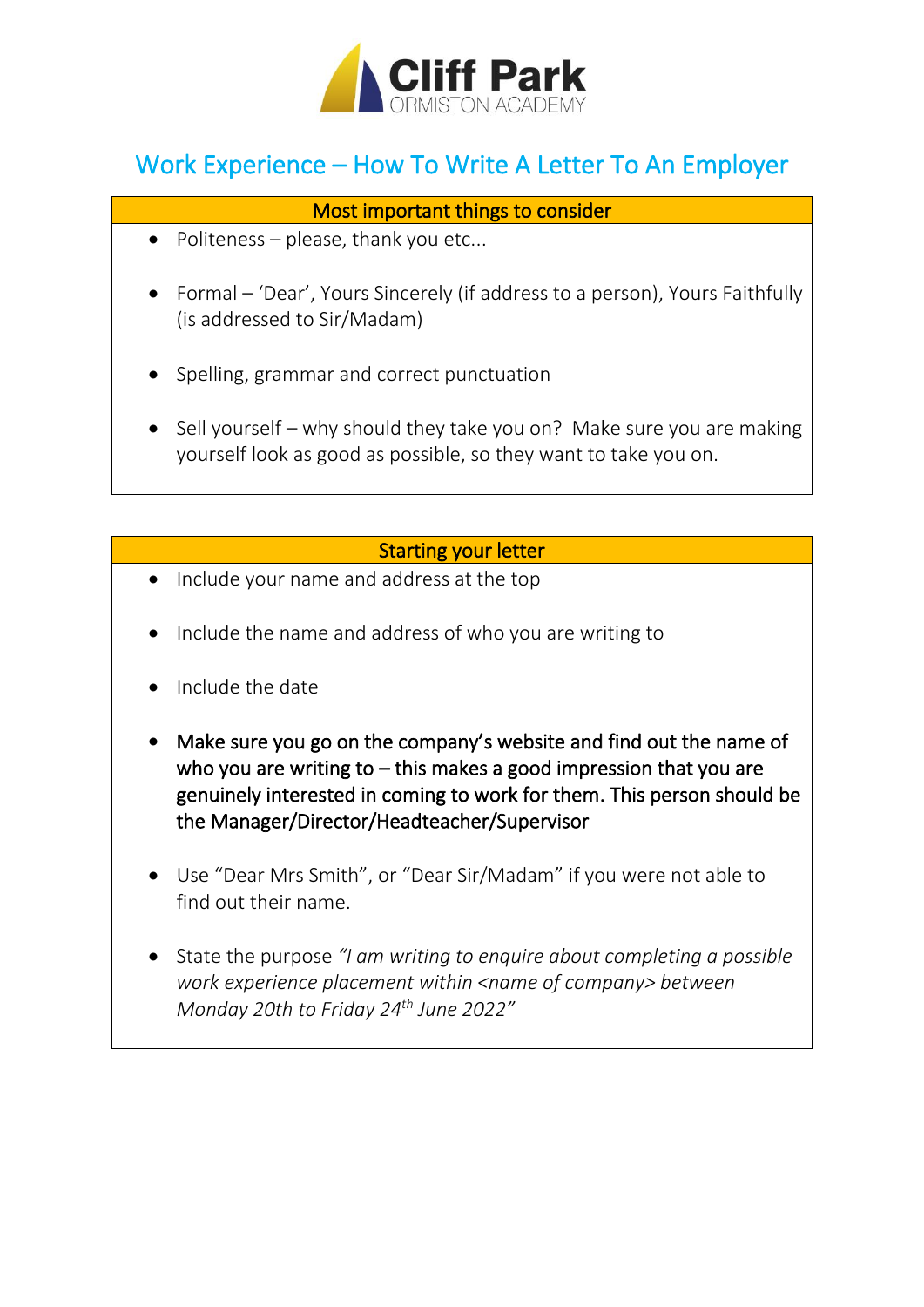Cliff Park
ORMISTON ACADEMY

# Work Experience – How To Write A Letter To An Employer

## Most important things to consider

- Politeness – please, thank you etc...
- Formal – 'Dear', Yours Sincerely (if address to a person), Yours Faithfully (is addressed to Sir/Madam)
- Spelling, grammar and correct punctuation
- Sell yourself – why should they take you on? Make sure you are making yourself look as good as possible, so they want to take you on.

## Starting your letter

- Include your name and address at the top
- Include the name and address of who you are writing to
- Include the date
- Make sure you go on the company's website and find out the name of who you are writing to – this makes a good impression that you are genuinely interested in coming to work for them. This person should be the Manager/Director/Headteacher/Supervisor
- Use "Dear Mrs Smith", or "Dear Sir/Madam" if you were not able to find out their name.
- State the purpose *"I am writing to enquire about completing a possible work experience placement within <name of company> between Monday 20th to Friday 24th June 2022"*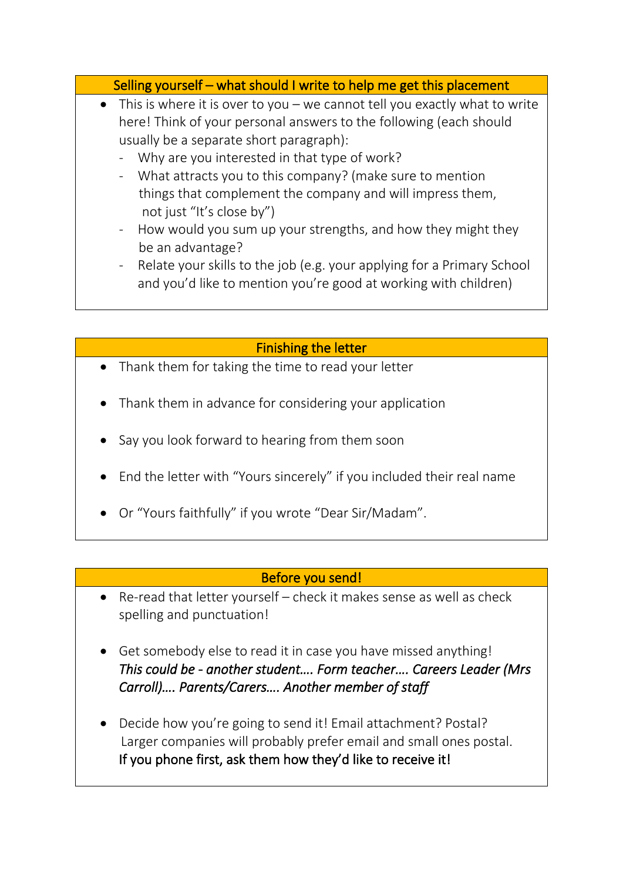## Selling yourself – what should I write to help me get this placement

- This is where it is over to you – we cannot tell you exactly what to write here! Think of your personal answers to the following (each should usually be a separate short paragraph):
  - Why are you interested in that type of work?
  - What attracts you to this company? (make sure to mention things that complement the company and will impress them, not just "It's close by")
  - How would you sum up your strengths, and how they might they be an advantage?
  - Relate your skills to the job (e.g. your applying for a Primary School and you'd like to mention you're good at working with children)

## Finishing the letter

- Thank them for taking the time to read your letter
- Thank them in advance for considering your application
- Say you look forward to hearing from them soon
- End the letter with "Yours sincerely" if you included their real name
- Or "Yours faithfully" if you wrote "Dear Sir/Madam".

## Before you send!

- Re-read that letter yourself – check it makes sense as well as check spelling and punctuation!
- Get somebody else to read it in case you have missed anything!
  *This could be - another student…. Form teacher…. Careers Leader (Mrs Carroll)…. Parents/Carers…. Another member of staff*
- Decide how you're going to send it! Email attachment? Postal? Larger companies will probably prefer email and small ones postal.
  If you phone first, ask them how they'd like to receive it!